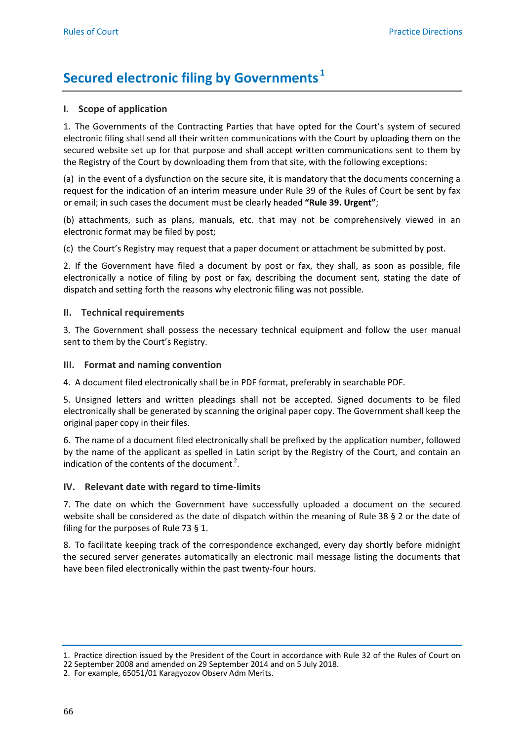# Secured electronic filing by Governments[1]

## I. Scope of application

1. The Governments of the Contracting Parties that have opted for the Court's system of secured electronic filing shall send all their written communications with the Court by uploading them on the secured website set up for that purpose and shall accept written communications sent to them by the Registry of the Court by downloading them from that site, with the following exceptions:

(a) in the event of a dysfunction on the secure site, it is mandatory that the documents concerning a request for the indication of an interim measure under Rule 39 of the Rules of Court be sent by fax or email; in such cases the document must be clearly headed **"Rule 39. Urgent"**;

(b) attachments, such as plans, manuals, etc. that may not be comprehensively viewed in an electronic format may be filed by post;

(c) the Court's Registry may request that a paper document or attachment be submitted by post.

2. If the Government have filed a document by post or fax, they shall, as soon as possible, file electronically a notice of filing by post or fax, describing the document sent, stating the date of dispatch and setting forth the reasons why electronic filing was not possible.

## II. Technical requirements

3. The Government shall possess the necessary technical equipment and follow the user manual sent to them by the Court's Registry.

## III. Format and naming convention

4. A document filed electronically shall be in PDF format, preferably in searchable PDF.

5. Unsigned letters and written pleadings shall not be accepted. Signed documents to be filed electronically shall be generated by scanning the original paper copy. The Government shall keep the original paper copy in their files.

6. The name of a document filed electronically shall be prefixed by the application number, followed by the name of the applicant as spelled in Latin script by the Registry of the Court, and contain an indication of the contents of the document[2].

## IV. Relevant date with regard to time-limits

7. The date on which the Government have successfully uploaded a document on the secured website shall be considered as the date of dispatch within the meaning of Rule 38 § 2 or the date of filing for the purposes of Rule 73 § 1.

8. To facilitate keeping track of the correspondence exchanged, every day shortly before midnight the secured server generates automatically an electronic mail message listing the documents that have been filed electronically within the past twenty-four hours.

---

1. Practice direction issued by the President of the Court in accordance with Rule 32 of the Rules of Court on 22 September 2008 and amended on 29 September 2014 and on 5 July 2018.
2. For example, 65051/01 Karagyozov Observ Adm Merits.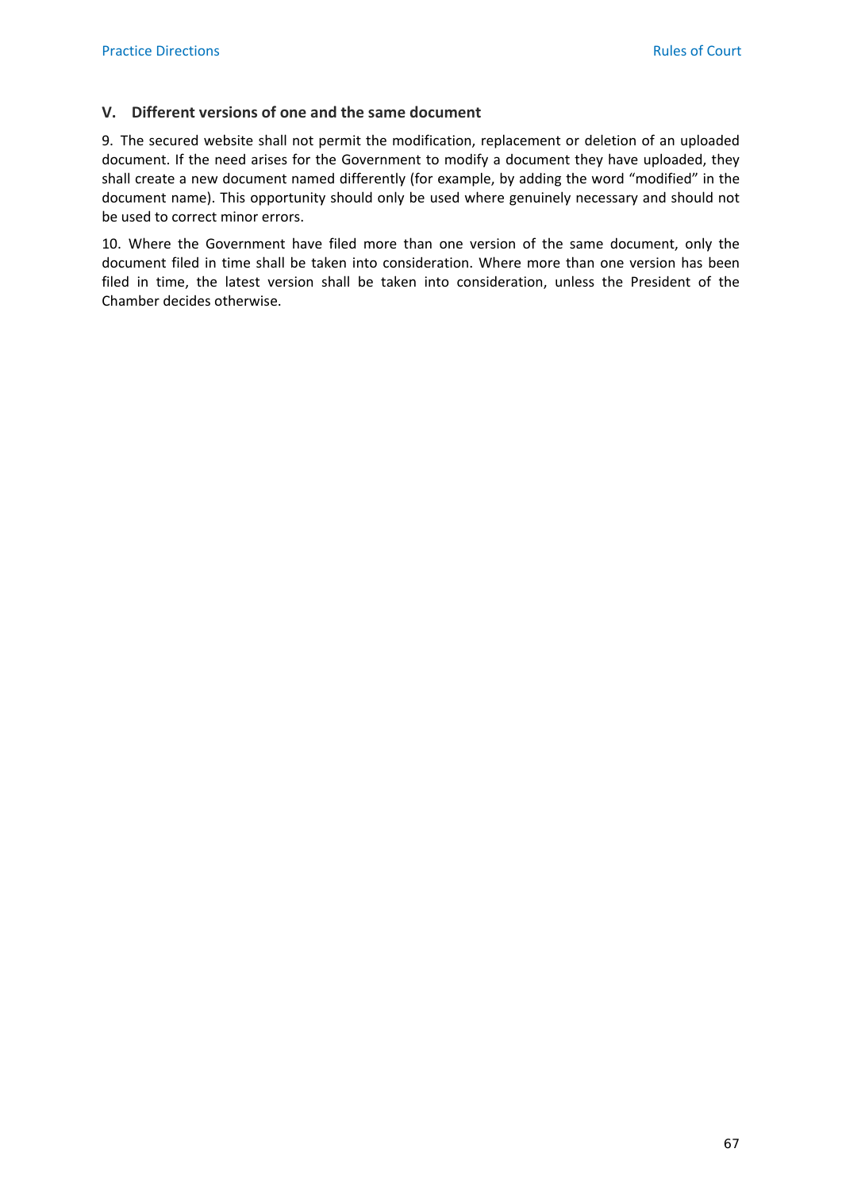## V. Different versions of one and the same document

9. The secured website shall not permit the modification, replacement or deletion of an uploaded document. If the need arises for the Government to modify a document they have uploaded, they shall create a new document named differently (for example, by adding the word "modified" in the document name). This opportunity should only be used where genuinely necessary and should not be used to correct minor errors.

10. Where the Government have filed more than one version of the same document, only the document filed in time shall be taken into consideration. Where more than one version has been filed in time, the latest version shall be taken into consideration, unless the President of the Chamber decides otherwise.